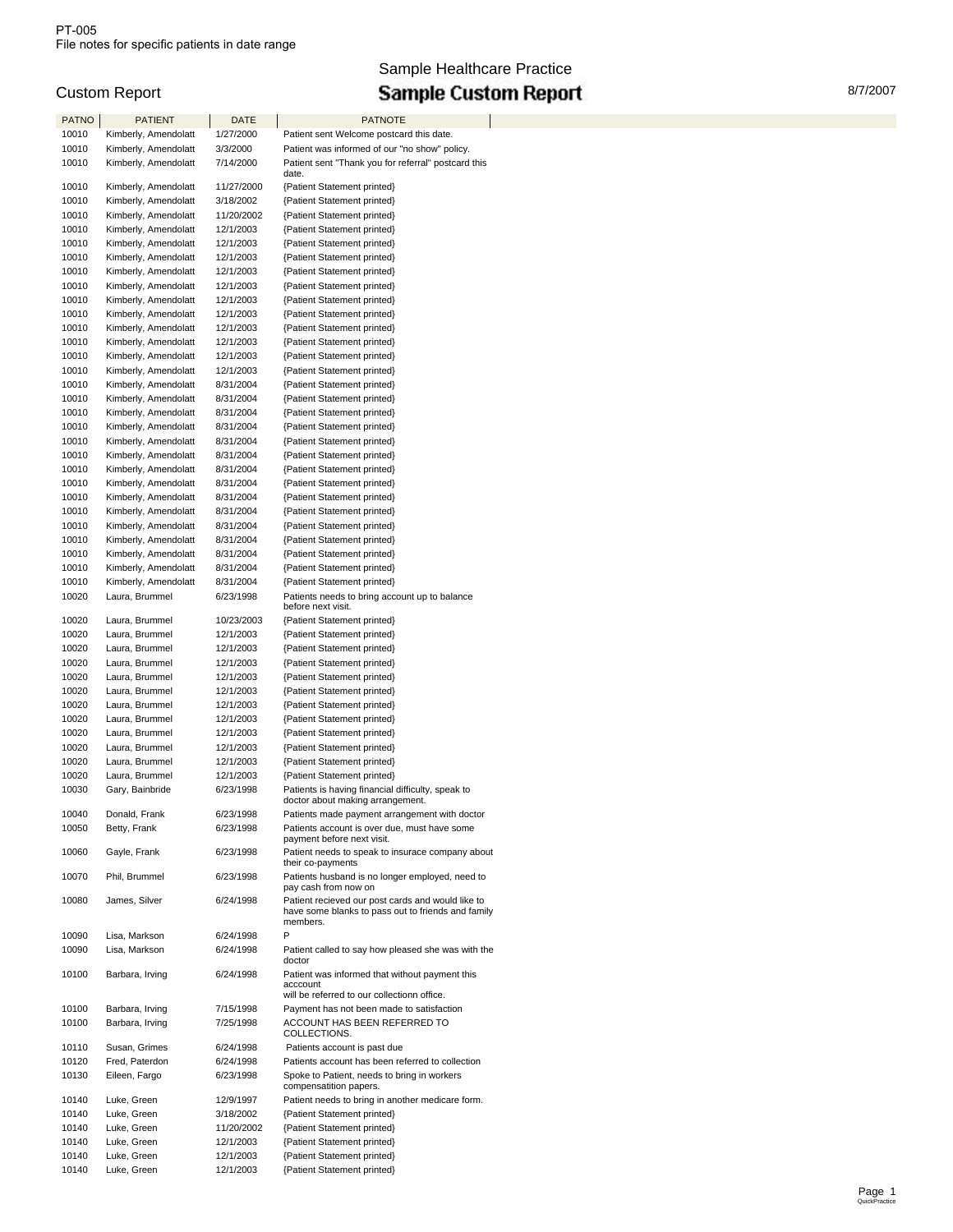PT-005
File notes for specific patients in date range

Sample Healthcare Practice

# Sample Custom Report

Custom Report

8/7/2007

| PATNO | PATIENT | DATE | PATNOTE |
|---|---|---|---|
| 10010 | Kimberly, Amendolatt | 1/27/2000 | Patient sent Welcome postcard this date. |
| 10010 | Kimberly, Amendolatt | 3/3/2000 | Patient was informed of our "no show" policy. |
| 10010 | Kimberly, Amendolatt | 7/14/2000 | Patient sent "Thank you for referral" postcard this date. |
| 10010 | Kimberly, Amendolatt | 11/27/2000 | {Patient Statement printed} |
| 10010 | Kimberly, Amendolatt | 3/18/2002 | {Patient Statement printed} |
| 10010 | Kimberly, Amendolatt | 11/20/2002 | {Patient Statement printed} |
| 10010 | Kimberly, Amendolatt | 12/1/2003 | {Patient Statement printed} |
| 10010 | Kimberly, Amendolatt | 12/1/2003 | {Patient Statement printed} |
| 10010 | Kimberly, Amendolatt | 12/1/2003 | {Patient Statement printed} |
| 10010 | Kimberly, Amendolatt | 12/1/2003 | {Patient Statement printed} |
| 10010 | Kimberly, Amendolatt | 12/1/2003 | {Patient Statement printed} |
| 10010 | Kimberly, Amendolatt | 12/1/2003 | {Patient Statement printed} |
| 10010 | Kimberly, Amendolatt | 12/1/2003 | {Patient Statement printed} |
| 10010 | Kimberly, Amendolatt | 12/1/2003 | {Patient Statement printed} |
| 10010 | Kimberly, Amendolatt | 12/1/2003 | {Patient Statement printed} |
| 10010 | Kimberly, Amendolatt | 12/1/2003 | {Patient Statement printed} |
| 10010 | Kimberly, Amendolatt | 12/1/2003 | {Patient Statement printed} |
| 10010 | Kimberly, Amendolatt | 8/31/2004 | {Patient Statement printed} |
| 10010 | Kimberly, Amendolatt | 8/31/2004 | {Patient Statement printed} |
| 10010 | Kimberly, Amendolatt | 8/31/2004 | {Patient Statement printed} |
| 10010 | Kimberly, Amendolatt | 8/31/2004 | {Patient Statement printed} |
| 10010 | Kimberly, Amendolatt | 8/31/2004 | {Patient Statement printed} |
| 10010 | Kimberly, Amendolatt | 8/31/2004 | {Patient Statement printed} |
| 10010 | Kimberly, Amendolatt | 8/31/2004 | {Patient Statement printed} |
| 10010 | Kimberly, Amendolatt | 8/31/2004 | {Patient Statement printed} |
| 10010 | Kimberly, Amendolatt | 8/31/2004 | {Patient Statement printed} |
| 10010 | Kimberly, Amendolatt | 8/31/2004 | {Patient Statement printed} |
| 10010 | Kimberly, Amendolatt | 8/31/2004 | {Patient Statement printed} |
| 10010 | Kimberly, Amendolatt | 8/31/2004 | {Patient Statement printed} |
| 10010 | Kimberly, Amendolatt | 8/31/2004 | {Patient Statement printed} |
| 10010 | Kimberly, Amendolatt | 8/31/2004 | {Patient Statement printed} |
| 10010 | Kimberly, Amendolatt | 8/31/2004 | {Patient Statement printed} |
| 10020 | Laura, Brummel | 6/23/1998 | Patients needs to bring account up to balance before next visit. |
| 10020 | Laura, Brummel | 10/23/2003 | {Patient Statement printed} |
| 10020 | Laura, Brummel | 12/1/2003 | {Patient Statement printed} |
| 10020 | Laura, Brummel | 12/1/2003 | {Patient Statement printed} |
| 10020 | Laura, Brummel | 12/1/2003 | {Patient Statement printed} |
| 10020 | Laura, Brummel | 12/1/2003 | {Patient Statement printed} |
| 10020 | Laura, Brummel | 12/1/2003 | {Patient Statement printed} |
| 10020 | Laura, Brummel | 12/1/2003 | {Patient Statement printed} |
| 10020 | Laura, Brummel | 12/1/2003 | {Patient Statement printed} |
| 10020 | Laura, Brummel | 12/1/2003 | {Patient Statement printed} |
| 10020 | Laura, Brummel | 12/1/2003 | {Patient Statement printed} |
| 10020 | Laura, Brummel | 12/1/2003 | {Patient Statement printed} |
| 10020 | Laura, Brummel | 12/1/2003 | {Patient Statement printed} |
| 10030 | Gary, Bainbride | 6/23/1998 | Patients is having financial difficulty, speak to doctor about making arrangement. |
| 10040 | Donald, Frank | 6/23/1998 | Patients made payment arrangement with doctor |
| 10050 | Betty, Frank | 6/23/1998 | Patients account is over due, must have some payment before next visit. |
| 10060 | Gayle, Frank | 6/23/1998 | Patient needs to speak to insurace company about their co-payments |
| 10070 | Phil, Brummel | 6/23/1998 | Patients husband is no longer employed, need to pay cash from now on |
| 10080 | James, Silver | 6/24/1998 | Patient recieved our post cards and would like to have some blanks to pass out to friends and family members. |
| 10090 | Lisa, Markson | 6/24/1998 | P |
| 10090 | Lisa, Markson | 6/24/1998 | Patient called to say how pleased she was with the doctor |
| 10100 | Barbara, Irving | 6/24/1998 | Patient was informed that without payment this acccount will be referred to our collectionn office. |
| 10100 | Barbara, Irving | 7/15/1998 | Payment has not been made to satisfaction |
| 10100 | Barbara, Irving | 7/25/1998 | ACCOUNT HAS BEEN REFERRED TO COLLECTIONS. |
| 10110 | Susan, Grimes | 6/24/1998 | Patients account is past due |
| 10120 | Fred, Paterdon | 6/24/1998 | Patients account has been referred to collection |
| 10130 | Eileen, Fargo | 6/23/1998 | Spoke to Patient, needs to bring in workers compensatition papers. |
| 10140 | Luke, Green | 12/9/1997 | Patient needs to bring in another medicare form. |
| 10140 | Luke, Green | 3/18/2002 | {Patient Statement printed} |
| 10140 | Luke, Green | 11/20/2002 | {Patient Statement printed} |
| 10140 | Luke, Green | 12/1/2003 | {Patient Statement printed} |
| 10140 | Luke, Green | 12/1/2003 | {Patient Statement printed} |
| 10140 | Luke, Green | 12/1/2003 | {Patient Statement printed} |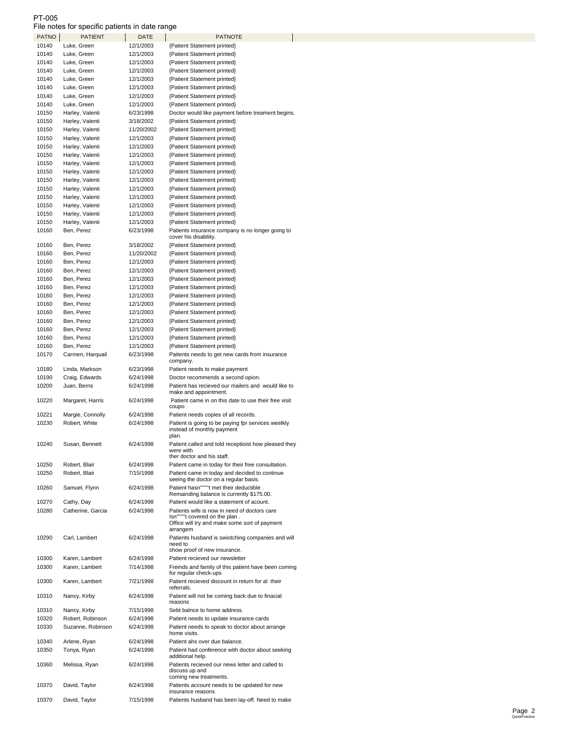PT-005
File notes for specific patients in date range

| PATNO | PATIENT | DATE | PATNOTE |
|---|---|---|---|
| 10140 | Luke, Green | 12/1/2003 | {Patient Statement printed} |
| 10140 | Luke, Green | 12/1/2003 | {Patient Statement printed} |
| 10140 | Luke, Green | 12/1/2003 | {Patient Statement printed} |
| 10140 | Luke, Green | 12/1/2003 | {Patient Statement printed} |
| 10140 | Luke, Green | 12/1/2003 | {Patient Statement printed} |
| 10140 | Luke, Green | 12/1/2003 | {Patient Statement printed} |
| 10140 | Luke, Green | 12/1/2003 | {Patient Statement printed} |
| 10140 | Luke, Green | 12/1/2003 | {Patient Statement printed} |
| 10150 | Harley, Valenti | 6/23/1998 | Doctor would like payment before treament begins. |
| 10150 | Harley, Valenti | 3/18/2002 | {Patient Statement printed} |
| 10150 | Harley, Valenti | 11/20/2002 | {Patient Statement printed} |
| 10150 | Harley, Valenti | 12/1/2003 | {Patient Statement printed} |
| 10150 | Harley, Valenti | 12/1/2003 | {Patient Statement printed} |
| 10150 | Harley, Valenti | 12/1/2003 | {Patient Statement printed} |
| 10150 | Harley, Valenti | 12/1/2003 | {Patient Statement printed} |
| 10150 | Harley, Valenti | 12/1/2003 | {Patient Statement printed} |
| 10150 | Harley, Valenti | 12/1/2003 | {Patient Statement printed} |
| 10150 | Harley, Valenti | 12/1/2003 | {Patient Statement printed} |
| 10150 | Harley, Valenti | 12/1/2003 | {Patient Statement printed} |
| 10150 | Harley, Valenti | 12/1/2003 | {Patient Statement printed} |
| 10150 | Harley, Valenti | 12/1/2003 | {Patient Statement printed} |
| 10150 | Harley, Valenti | 12/1/2003 | {Patient Statement printed} |
| 10160 | Ben, Perez | 6/23/1998 | Patients insurance company is no longer going to cover his disablity. |
| 10160 | Ben, Perez | 3/18/2002 | {Patient Statement printed} |
| 10160 | Ben, Perez | 11/20/2002 | {Patient Statement printed} |
| 10160 | Ben, Perez | 12/1/2003 | {Patient Statement printed} |
| 10160 | Ben, Perez | 12/1/2003 | {Patient Statement printed} |
| 10160 | Ben, Perez | 12/1/2003 | {Patient Statement printed} |
| 10160 | Ben, Perez | 12/1/2003 | {Patient Statement printed} |
| 10160 | Ben, Perez | 12/1/2003 | {Patient Statement printed} |
| 10160 | Ben, Perez | 12/1/2003 | {Patient Statement printed} |
| 10160 | Ben, Perez | 12/1/2003 | {Patient Statement printed} |
| 10160 | Ben, Perez | 12/1/2003 | {Patient Statement printed} |
| 10160 | Ben, Perez | 12/1/2003 | {Patient Statement printed} |
| 10160 | Ben, Perez | 12/1/2003 | {Patient Statement printed} |
| 10160 | Ben, Perez | 12/1/2003 | {Patient Statement printed} |
| 10170 | Carmen, Harquail | 6/23/1998 | Patients needs to get new cards from insurance company. |
| 10180 | Linda, Markson | 6/23/1998 | Patient needs to make payment |
| 10190 | Craig, Edwards | 6/24/1998 | Doctor recommends a second opion. |
| 10200 | Juan, Berns | 6/24/1998 | Patient has recieved our mailers and would like to make and appointment. |
| 10220 | Margaret, Harris | 6/24/1998 | Patient came in on this date to use their free visit coupo |
| 10221 | Margie, Connolly | 6/24/1998 | Patient needs copies of all records. |
| 10230 | Robert, White | 6/24/1998 | Patient is going to be paying fpr services weelkly instead of monthly payment plan. |
| 10240 | Susan, Bennett | 6/24/1998 | Patient called and told receptioist how pleased they were with ther doctor and his staff. |
| 10250 | Robert, Blair | 6/24/1998 | Patient came in today for their free consultation. |
| 10250 | Robert, Blair | 7/15/1998 | Patient came in today and decided to continue seeing the doctor on a regular basis. |
| 10260 | Samuel, Flynn | 6/24/1998 | Patient hasn"""t met their deductible . Remainding balance is currently $175.00. |
| 10270 | Cathy, Day | 6/24/1998 | Patient would like a statement of acount. |
| 10280 | Catherine, Garcia | 6/24/1998 | Patients wife is now in need of doctors care Isn"""t covered on the plan . Office will try and make some sort of payment arrangem |
| 10290 | Carl, Lambert | 6/24/1998 | Patients husband is swiotching companies and will need to show proof of new insurance. |
| 10300 | Karen, Lambert | 6/24/1998 | Patient recieved our newsletter |
| 10300 | Karen, Lambert | 7/14/1998 | Freinds and family of this patient have been coming for regular check-ups |
| 10300 | Karen, Lambert | 7/21/1998 | Patient recieved discount in return for al their referrals. |
| 10310 | Nancy, Kirby | 6/24/1998 | Patient will not be coming back due to finacial reasons |
| 10310 | Nancy, Kirby | 7/15/1998 | Sebt balnce to home address. |
| 10320 | Robert, Robinson | 6/24/1998 | Patient needs to update insurance cards |
| 10330 | Suzanne, Robinson | 6/24/1998 | Patient needs to speak to doctor about arrange home visits. |
| 10340 | Arlene, Ryan | 6/24/1998 | Patient ahs over due balance. |
| 10350 | Tonya, Ryan | 6/24/1998 | Patient had conference with doctor about seeking additional help. |
| 10360 | Melissa, Ryan | 6/24/1998 | Patients recieved our news letter and called to discuss up and coming new treatments. |
| 10370 | David, Taylor | 6/24/1998 | Patients account needs to be updated for new insurance reasons |
| 10370 | David, Taylor | 7/15/1998 | Patients husband has been lay-off. Need to make |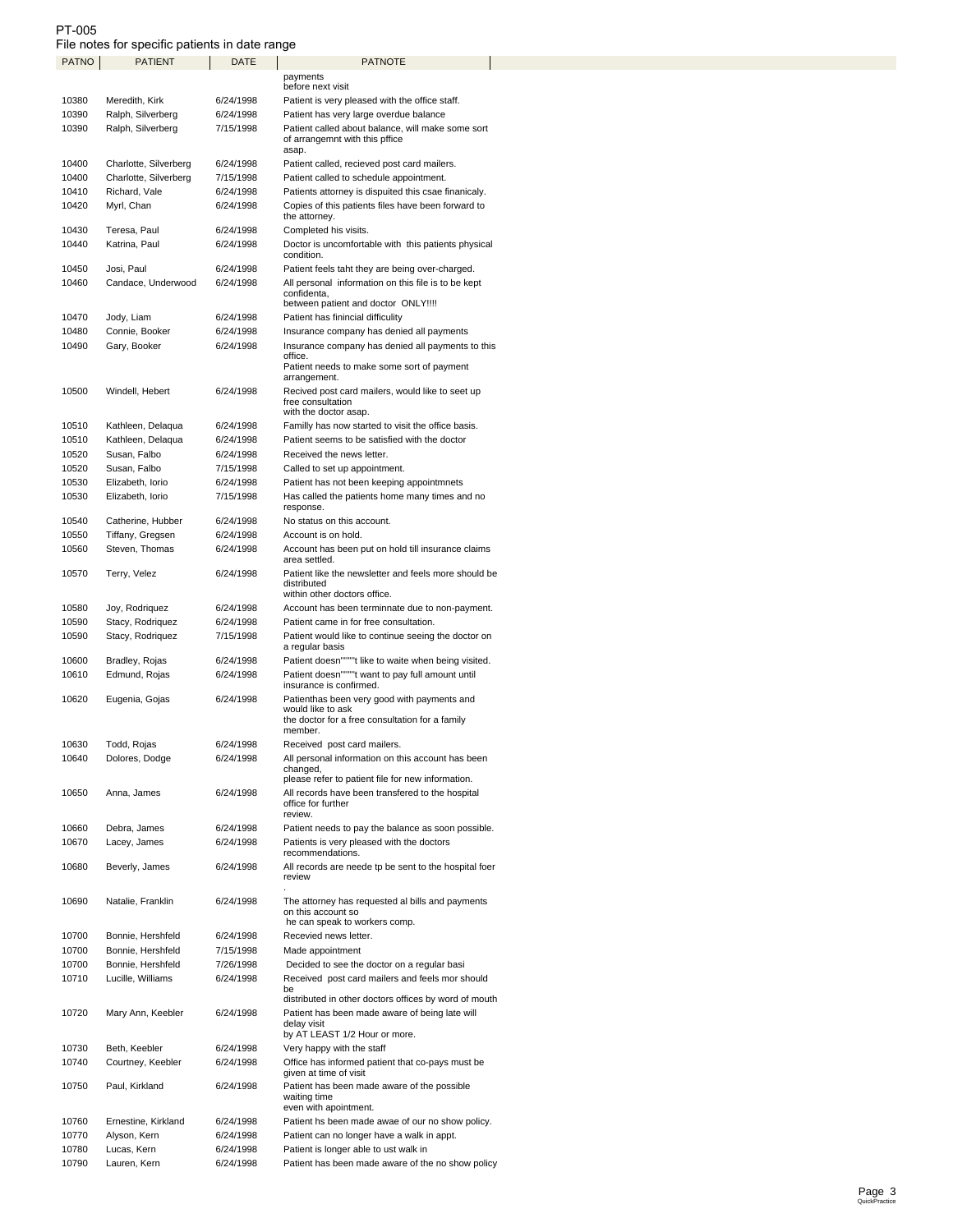PT-005

File notes for specific patients in date range

| PATNO | PATIENT | DATE | PATNOTE |
|---|---|---|---|
| | | | payments before next visit |
| 10380 | Meredith, Kirk | 6/24/1998 | Patient is very pleased with the office staff. |
| 10390 | Ralph, Silverberg | 6/24/1998 | Patient has very large overdue balance |
| 10390 | Ralph, Silverberg | 7/15/1998 | Patient called about balance, will make some sort of arrangemnt with this pffice asap. |
| 10400 | Charlotte, Silverberg | 6/24/1998 | Patient called, recieved post card mailers. |
| 10400 | Charlotte, Silverberg | 7/15/1998 | Patient called to schedule appointment. |
| 10410 | Richard, Vale | 6/24/1998 | Patients attorney is dispuited this csae finanicaly. |
| 10420 | Myrl, Chan | 6/24/1998 | Copies of this patients files have been forward to the attorney. |
| 10430 | Teresa, Paul | 6/24/1998 | Completed his visits. |
| 10440 | Katrina, Paul | 6/24/1998 | Doctor is uncomfortable with this patients physical condition. |
| 10450 | Josi, Paul | 6/24/1998 | Patient feels taht they are being over-charged. |
| 10460 | Candace, Underwood | 6/24/1998 | All personal information on this file is to be kept confidenta, between patient and doctor ONLY!!!! |
| 10470 | Jody, Liam | 6/24/1998 | Patient has finincial difficulity |
| 10480 | Connie, Booker | 6/24/1998 | Insurance company has denied all payments |
| 10490 | Gary, Booker | 6/24/1998 | Insurance company has denied all payments to this office. Patient needs to make some sort of payment arrangement. |
| 10500 | Windell, Hebert | 6/24/1998 | Recived post card mailers, would like to seet up free consultation with the doctor asap. |
| 10510 | Kathleen, Delaqua | 6/24/1998 | Familly has now started to visit the office basis. |
| 10510 | Kathleen, Delaqua | 6/24/1998 | Patient seems to be satisfied with the doctor |
| 10520 | Susan, Falbo | 6/24/1998 | Received the news letter. |
| 10520 | Susan, Falbo | 7/15/1998 | Called to set up appointment. |
| 10530 | Elizabeth, Iorio | 6/24/1998 | Patient has not been keeping appointmnets |
| 10530 | Elizabeth, Iorio | 7/15/1998 | Has called the patients home many times and no response. |
| 10540 | Catherine, Hubber | 6/24/1998 | No status on this account. |
| 10550 | Tiffany, Gregsen | 6/24/1998 | Account is on hold. |
| 10560 | Steven, Thomas | 6/24/1998 | Account has been put on hold till insurance claims area settled. |
| 10570 | Terry, Velez | 6/24/1998 | Patient like the newsletter and feels more should be distributed within other doctors office. |
| 10580 | Joy, Rodriquez | 6/24/1998 | Account has been terminnate due to non-payment. |
| 10590 | Stacy, Rodriquez | 6/24/1998 | Patient came in for free consultation. |
| 10590 | Stacy, Rodriquez | 7/15/1998 | Patient would like to continue seeing the doctor on a regular basis |
| 10600 | Bradley, Rojas | 6/24/1998 | Patient doesn'''''''t like to waite when being visited. |
| 10610 | Edmund, Rojas | 6/24/1998 | Patient doesn'''''''t want to pay full amount until insurance is confirmed. |
| 10620 | Eugenia, Gojas | 6/24/1998 | Patienthas been very good with payments and would like to ask the doctor for a free consultation for a family member. |
| 10630 | Todd, Rojas | 6/24/1998 | Received post card mailers. |
| 10640 | Dolores, Dodge | 6/24/1998 | All personal information on this account has been changed, please refer to patient file for new information. |
| 10650 | Anna, James | 6/24/1998 | All records have been transfered to the hospital office for further review. |
| 10660 | Debra, James | 6/24/1998 | Patient needs to pay the balance as soon possible. |
| 10670 | Lacey, James | 6/24/1998 | Patients is very pleased with the doctors recommendations. |
| 10680 | Beverly, James | 6/24/1998 | All records are neede tp be sent to the hospital foer review . |
| 10690 | Natalie, Franklin | 6/24/1998 | The attorney has requested al bills and payments on this account so he can speak to workers comp. |
| 10700 | Bonnie, Hershfeld | 6/24/1998 | Recevied news letter. |
| 10700 | Bonnie, Hershfeld | 7/15/1998 | Made appointment |
| 10700 | Bonnie, Hershfeld | 7/26/1998 | Decided to see the doctor on a regular basi |
| 10710 | Lucille, Williams | 6/24/1998 | Received post card mailers and feels mor should be distributed in other doctors offices by word of mouth |
| 10720 | Mary Ann, Keebler | 6/24/1998 | Patient has been made aware of being late will delay visit by AT LEAST 1/2 Hour or more. |
| 10730 | Beth, Keebler | 6/24/1998 | Very happy with the staff |
| 10740 | Courtney, Keebler | 6/24/1998 | Office has informed patient that co-pays must be given at time of visit |
| 10750 | Paul, Kirkland | 6/24/1998 | Patient has been made aware of the possible waiting time even with apointment. |
| 10760 | Ernestine, Kirkland | 6/24/1998 | Patient hs been made awae of our no show policy. |
| 10770 | Alyson, Kern | 6/24/1998 | Patient can no longer have a walk in appt. |
| 10780 | Lucas, Kern | 6/24/1998 | Patient is longer able to ust walk in |
| 10790 | Lauren, Kern | 6/24/1998 | Patient has been made aware of the no show policy |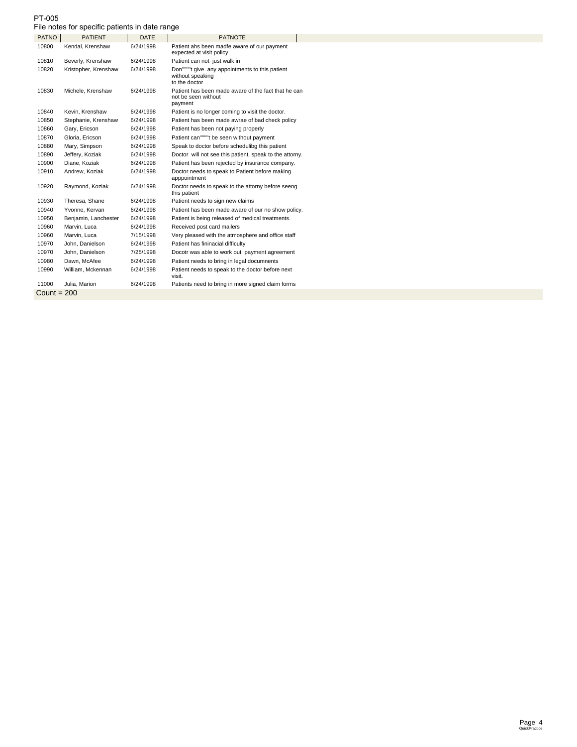PT-005

File notes for specific patients in date range

| PATNO | PATIENT | DATE | PATNOTE |
|---|---|---|---|
| 10800 | Kendal, Krenshaw | 6/24/1998 | Patient ahs been madfe aware of our payment expected at visit policy |
| 10810 | Beverly, Krenshaw | 6/24/1998 | Patient can not just walk in |
| 10820 | Kristopher, Krenshaw | 6/24/1998 | Don"""""t give any appointments to this patient without speaking to the doctor |
| 10830 | Michele, Krenshaw | 6/24/1998 | Patient has been made aware of the fact that he can not be seen without payment |
| 10840 | Kevin, Krenshaw | 6/24/1998 | Patient is no longer coming to visit the doctor. |
| 10850 | Stephanie, Krenshaw | 6/24/1998 | Patient has been made awrae of bad check policy |
| 10860 | Gary, Ericson | 6/24/1998 | Patient has been not paying properly |
| 10870 | Gloria, Ericson | 6/24/1998 | Patient can"""""t be seen without payment |
| 10880 | Mary, Simpson | 6/24/1998 | Speak to doctor before schedulibg this patient |
| 10890 | Jeffery, Koziak | 6/24/1998 | Doctor will not see this patient, speak to the attorny. |
| 10900 | Diane, Koziak | 6/24/1998 | Patient has been rejected by insurance company. |
| 10910 | Andrew, Koziak | 6/24/1998 | Doctor needs to speak to Patient before making apppointment |
| 10920 | Raymond, Koziak | 6/24/1998 | Doctor needs to speak to the attorny before seeng this patient |
| 10930 | Theresa, Shane | 6/24/1998 | Patient needs to sign new claims |
| 10940 | Yvonne, Kervan | 6/24/1998 | Patient has been made aware of our no show policy. |
| 10950 | Benjamin, Lanchester | 6/24/1998 | Patient is being released of medical treatments. |
| 10960 | Marvin, Luca | 6/24/1998 | Received post card mailers |
| 10960 | Marvin, Luca | 7/15/1998 | Very pleased with the atmosphere and office staff |
| 10970 | John, Danielson | 6/24/1998 | Patient has fininacial difficulty |
| 10970 | John, Danielson | 7/25/1998 | Docotr was able to work out payment agreement |
| 10980 | Dawn, McAfee | 6/24/1998 | Patient needs to bring in legal documnents |
| 10990 | William, Mckennan | 6/24/1998 | Patient needs to speak to the doctor before next visit. |
| 11000 | Julia, Marion | 6/24/1998 | Patients need to bring in more signed claim forms |

Count = 200